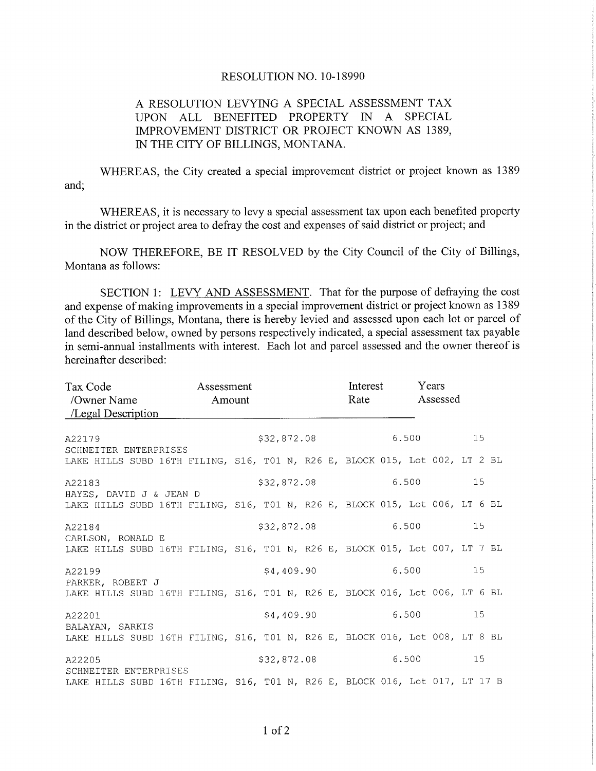RESOLUTION NO. 10-18990

A RESOLUTION LEVYING A SPECIAL ASSESSMENT TAX UPON ALL BENEFITED PROPERTY IN A SPECIAL IMPROVEMENT DISTRICT OR PROJECT KNOWN AS 1389, IN THE CITY OF BILLINGS, MONTANA.

WHEREAS, the City created a special improvement district or project known as 1389 and;

WHEREAS, it is necessary to levy a special assessment tax upon each benefited property in the district or project area to defray the cost and expenses of said district or project; and

NOW THEREFORE, BE IT RESOLVED by the City Council of the City of Billings, Montana as follows:

SECTION 1: LEVY AND ASSESSMENT. That for the purpose of defraying the cost and expense of making improvements in a special improvement district or project known as 1389 of the City of Billings, Montana, there is hereby levied and assessed upon each lot or parcel of land described below, owned by persons respectively indicated, a special assessment tax payable in semi-annual installments with interest. Each lot and parcel assessed and the owner thereof is hereinafter described:

| Tax Code /Owner Name /Legal Description | Assessment Amount | Interest Rate | Years Assessed |
|---|---|---|---|
| A22179<br>SCHNEITER ENTERPRISES<br>LAKE HILLS SUBD 16TH FILING, S16, T01 N, R26 E, BLOCK 015, Lot 002, LT 2 BL | $32,872.08 | 6.500 | 15 |
| A22183<br>HAYES, DAVID J & JEAN D<br>LAKE HILLS SUBD 16TH FILING, S16, T01 N, R26 E, BLOCK 015, Lot 006, LT 6 BL | $32,872.08 | 6.500 | 15 |
| A22184<br>CARLSON, RONALD E<br>LAKE HILLS SUBD 16TH FILING, S16, T01 N, R26 E, BLOCK 015, Lot 007, LT 7 BL | $32,872.08 | 6.500 | 15 |
| A22199<br>PARKER, ROBERT J<br>LAKE HILLS SUBD 16TH FILING, S16, T01 N, R26 E, BLOCK 016, Lot 006, LT 6 BL | $4,409.90 | 6.500 | 15 |
| A22201<br>BALAYAN, SARKIS<br>LAKE HILLS SUBD 16TH FILING, S16, T01 N, R26 E, BLOCK 016, Lot 008, LT 8 BL | $4,409.90 | 6.500 | 15 |
| A22205<br>SCHNEITER ENTERPRISES<br>LAKE HILLS SUBD 16TH FILING, S16, T01 N, R26 E, BLOCK 016, Lot 017, LT 17 B | $32,872.08 | 6.500 | 15 |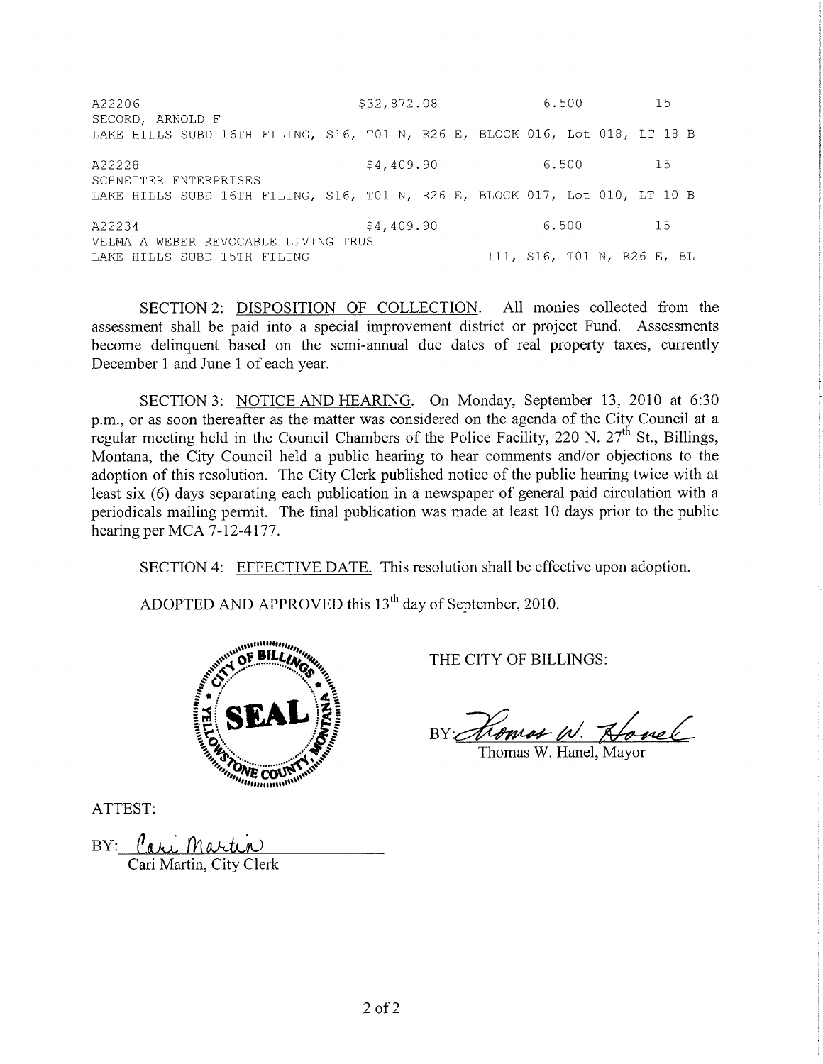| | | | |
|---|---|---|---|
| A22206 | $32,872.08 | 6.500 | 15 |
| SECORD, ARNOLD F | | | |
| LAKE HILLS SUBD 16TH FILING, S16, T01 N, R26 E, BLOCK 016, Lot 018, LT 18 B | | | |
| A22228 | $4,409.90 | 6.500 | 15 |
| SCHNEITER ENTERPRISES | | | |
| LAKE HILLS SUBD 16TH FILING, S16, T01 N, R26 E, BLOCK 017, Lot 010, LT 10 B | | | |
| A22234 | $4,409.90 | 6.500 | 15 |
| VELMA A WEBER REVOCABLE LIVING TRUS | | | |
| LAKE HILLS SUBD 15TH FILING | | 111, S16, T01 N, R26 E, BL | |

SECTION 2: <u>DISPOSITION OF COLLECTION</u>. All monies collected from the assessment shall be paid into a special improvement district or project Fund. Assessments become delinquent based on the semi-annual due dates of real property taxes, currently December 1 and June 1 of each year.

SECTION 3: <u>NOTICE AND HEARING</u>. On Monday, September 13, 2010 at 6:30 p.m., or as soon thereafter as the matter was considered on the agenda of the City Council at a regular meeting held in the Council Chambers of the Police Facility, 220 N. 27th St., Billings, Montana, the City Council held a public hearing to hear comments and/or objections to the adoption of this resolution. The City Clerk published notice of the public hearing twice with at least six (6) days separating each publication in a newspaper of general paid circulation with a periodicals mailing permit. The final publication was made at least 10 days prior to the public hearing per MCA 7-12-4177.

SECTION 4: <u>EFFECTIVE DATE.</u> This resolution shall be effective upon adoption.

ADOPTED AND APPROVED this 13th day of September, 2010.

CITY OF BILLINGS SEAL YELLOWSTONE COUNTY, MONTANA

THE CITY OF BILLINGS:

BY: *Thomas W. Hanel*
Thomas W. Hanel, Mayor

ATTEST:

BY: *Cari Martin*
Cari Martin, City Clerk